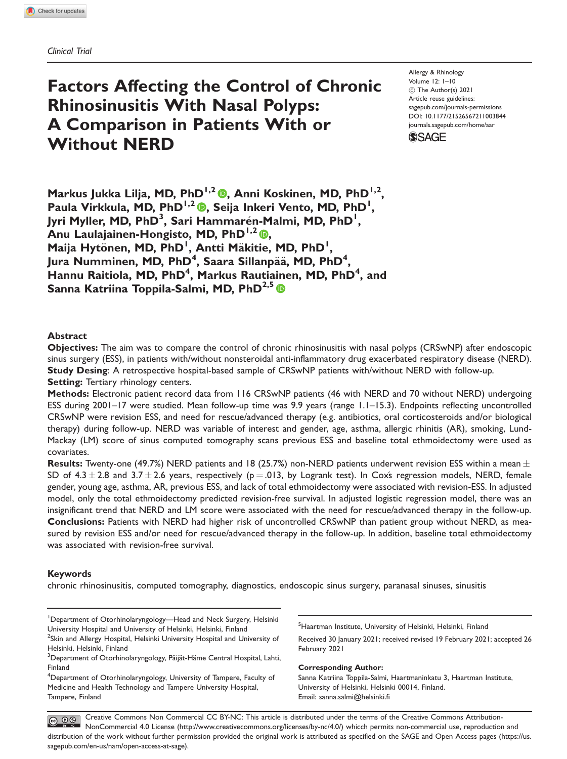*Clinical Trial*

# Factors Affecting the Control of Chronic Rhinosinusitis With Nasal Polyps: A Comparison in Patients With or Without NERD

Allergy & Rhinology
Volume 12: 1–10
© The Author(s) 2021
Article reuse guidelines:
sagepub.com/journals-permissions
DOI: 10.1177/21526567211003844
journals.sagepub.com/home/aar

**Markus Jukka Lilja, MD, PhD[1,2], Anni Koskinen, MD, PhD[1,2], Paula Virkkula, MD, PhD[1,2], Seija Inkeri Vento, MD, PhD[1], Jyri Myller, MD, PhD[3], Sari Hammarén-Malmi, MD, PhD[1], Anu Laulajainen-Hongisto, MD, PhD[1,2], Maija Hytönen, MD, PhD[1], Antti Mäkitie, MD, PhD[1], Jura Numminen, MD, PhD[4], Saara Sillanpää, MD, PhD[4], Hannu Raitiola, MD, PhD[4], Markus Rautiainen, MD, PhD[4], and Sanna Katriina Toppila-Salmi, MD, PhD[2,5]**

## Abstract

**Objectives:** The aim was to compare the control of chronic rhinosinusitis with nasal polyps (CRSwNP) after endoscopic sinus surgery (ESS), in patients with/without nonsteroidal anti-inflammatory drug exacerbated respiratory disease (NERD).

**Study Desing**: A retrospective hospital-based sample of CRSwNP patients with/without NERD with follow-up.

**Setting:** Tertiary rhinology centers.

**Methods:** Electronic patient record data from 116 CRSwNP patients (46 with NERD and 70 without NERD) undergoing ESS during 2001–17 were studied. Mean follow-up time was 9.9 years (range 1.1–15.3). Endpoints reflecting uncontrolled CRSwNP were revision ESS, and need for rescue/advanced therapy (e.g. antibiotics, oral corticosteroids and/or biological therapy) during follow-up. NERD was variable of interest and gender, age, asthma, allergic rhinitis (AR), smoking, Lund-Mackay (LM) score of sinus computed tomography scans previous ESS and baseline total ethmoidectomy were used as covariates.

**Results:** Twenty-one (49.7%) NERD patients and 18 (25.7%) non-NERD patients underwent revision ESS within a mean $\pm$ SD of $4.3 \pm 2.8$ and $3.7 \pm 2.6$ years, respectively ($p = .013$, by Logrank test). In Cox's regression models, NERD, female gender, young age, asthma, AR, previous ESS, and lack of total ethmoidectomy were associated with revision-ESS. In adjusted model, only the total ethmoidectomy predicted revision-free survival. In adjusted logistic regression model, there was an insignificant trend that NERD and LM score were associated with the need for rescue/advanced therapy in the follow-up.

**Conclusions:** Patients with NERD had higher risk of uncontrolled CRSwNP than patient group without NERD, as measured by revision ESS and/or need for rescue/advanced therapy in the follow-up. In addition, baseline total ethmoidectomy was associated with revision-free survival.

### Keywords

chronic rhinosinusitis, computed tomography, diagnostics, endoscopic sinus surgery, paranasal sinuses, sinusitis

---

[1]Department of Otorhinolaryngology—Head and Neck Surgery, Helsinki University Hospital and University of Helsinki, Helsinki, Finland
[2]Skin and Allergy Hospital, Helsinki University Hospital and University of Helsinki, Helsinki, Finland
[3]Department of Otorhinolaryngology, Päijät-Häme Central Hospital, Lahti, Finland
[4]Department of Otorhinolaryngology, University of Tampere, Faculty of Medicine and Health Technology and Tampere University Hospital, Tampere, Finland
[5]Haartman Institute, University of Helsinki, Helsinki, Finland

Received 30 January 2021; received revised 19 February 2021; accepted 26 February 2021

**Corresponding Author:**
Sanna Katriina Toppila-Salmi, Haartmaninkatu 3, Haartman Institute, University of Helsinki, Helsinki 00014, Finland.
Email: sanna.salmi@helsinki.fi

Creative Commons Non Commercial CC BY-NC: This article is distributed under the terms of the Creative Commons Attribution-NonCommercial 4.0 License (http://www.creativecommons.org/licenses/by-nc/4.0/) whicch permits non-commercial use, reproduction and distribution of the work without further permission provided the original work is attributed as specified on the SAGE and Open Access pages (https://us.sagepub.com/en-us/nam/open-access-at-sage).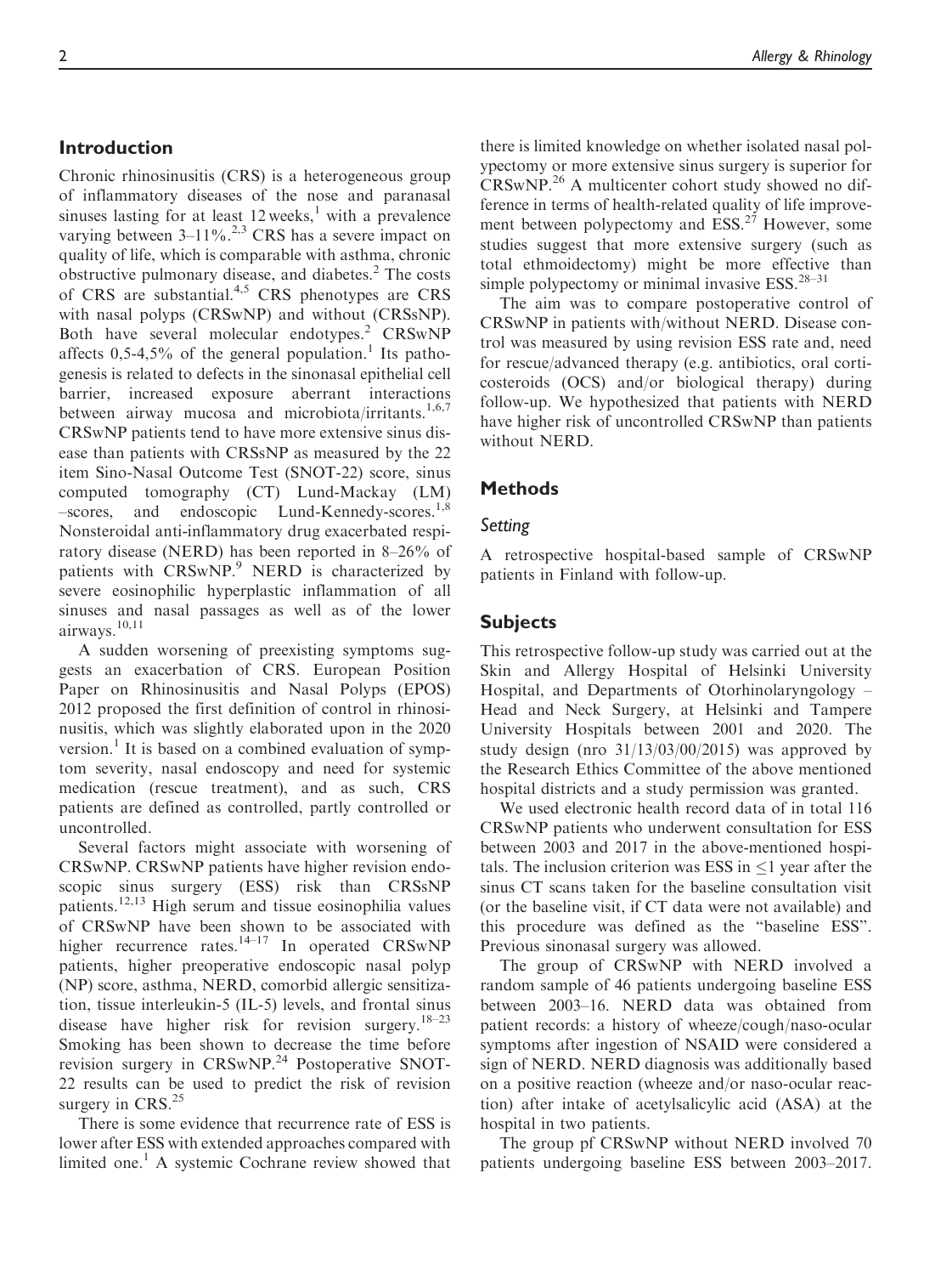## Introduction

Chronic rhinosinusitis (CRS) is a heterogeneous group of inflammatory diseases of the nose and paranasal sinuses lasting for at least 12 weeks,[1] with a prevalence varying between 3–11%.[2,3] CRS has a severe impact on quality of life, which is comparable with asthma, chronic obstructive pulmonary disease, and diabetes.[2] The costs of CRS are substantial.[4,5] CRS phenotypes are CRS with nasal polyps (CRSwNP) and without (CRSsNP). Both have several molecular endotypes.[2] CRSwNP affects 0,5-4,5% of the general population.[1] Its pathogenesis is related to defects in the sinonasal epithelial cell barrier, increased exposure aberrant interactions between airway mucosa and microbiota/irritants.[1,6,7] CRSwNP patients tend to have more extensive sinus disease than patients with CRSsNP as measured by the 22 item Sino-Nasal Outcome Test (SNOT-22) score, sinus computed tomography (CT) Lund-Mackay (LM) –scores, and endoscopic Lund-Kennedy-scores.[1,8] Nonsteroidal anti-inflammatory drug exacerbated respiratory disease (NERD) has been reported in 8–26% of patients with CRSwNP.[9] NERD is characterized by severe eosinophilic hyperplastic inflammation of all sinuses and nasal passages as well as of the lower airways.[10,11]

A sudden worsening of preexisting symptoms suggests an exacerbation of CRS. European Position Paper on Rhinosinusitis and Nasal Polyps (EPOS) 2012 proposed the first definition of control in rhinosinusitis, which was slightly elaborated upon in the 2020 version.[1] It is based on a combined evaluation of symptom severity, nasal endoscopy and need for systemic medication (rescue treatment), and as such, CRS patients are defined as controlled, partly controlled or uncontrolled.

Several factors might associate with worsening of CRSwNP. CRSwNP patients have higher revision endoscopic sinus surgery (ESS) risk than CRSsNP patients.[12,13] High serum and tissue eosinophilia values of CRSwNP have been shown to be associated with higher recurrence rates.[14–17] In operated CRSwNP patients, higher preoperative endoscopic nasal polyp (NP) score, asthma, NERD, comorbid allergic sensitization, tissue interleukin-5 (IL-5) levels, and frontal sinus disease have higher risk for revision surgery.[18–23] Smoking has been shown to decrease the time before revision surgery in CRSwNP.[24] Postoperative SNOT-22 results can be used to predict the risk of revision surgery in CRS.[25]

There is some evidence that recurrence rate of ESS is lower after ESS with extended approaches compared with limited one.[1] A systemic Cochrane review showed that there is limited knowledge on whether isolated nasal polypectomy or more extensive sinus surgery is superior for CRSwNP.[26] A multicenter cohort study showed no difference in terms of health-related quality of life improvement between polypectomy and ESS.[27] However, some studies suggest that more extensive surgery (such as total ethmoidectomy) might be more effective than simple polypectomy or minimal invasive ESS.[28–31]

The aim was to compare postoperative control of CRSwNP in patients with/without NERD. Disease control was measured by using revision ESS rate and, need for rescue/advanced therapy (e.g. antibiotics, oral corticosteroids (OCS) and/or biological therapy) during follow-up. We hypothesized that patients with NERD have higher risk of uncontrolled CRSwNP than patients without NERD.

## Methods

### *Setting*

A retrospective hospital-based sample of CRSwNP patients in Finland with follow-up.

## Subjects

This retrospective follow-up study was carried out at the Skin and Allergy Hospital of Helsinki University Hospital, and Departments of Otorhinolaryngology – Head and Neck Surgery, at Helsinki and Tampere University Hospitals between 2001 and 2020. The study design (nro 31/13/03/00/2015) was approved by the Research Ethics Committee of the above mentioned hospital districts and a study permission was granted.

We used electronic health record data of in total 116 CRSwNP patients who underwent consultation for ESS between 2003 and 2017 in the above-mentioned hospitals. The inclusion criterion was ESS in ≤1 year after the sinus CT scans taken for the baseline consultation visit (or the baseline visit, if CT data were not available) and this procedure was defined as the "baseline ESS". Previous sinonasal surgery was allowed.

The group of CRSwNP with NERD involved a random sample of 46 patients undergoing baseline ESS between 2003–16. NERD data was obtained from patient records: a history of wheeze/cough/naso-ocular symptoms after ingestion of NSAID were considered a sign of NERD. NERD diagnosis was additionally based on a positive reaction (wheeze and/or naso-ocular reaction) after intake of acetylsalicylic acid (ASA) at the hospital in two patients.

The group pf CRSwNP without NERD involved 70 patients undergoing baseline ESS between 2003–2017.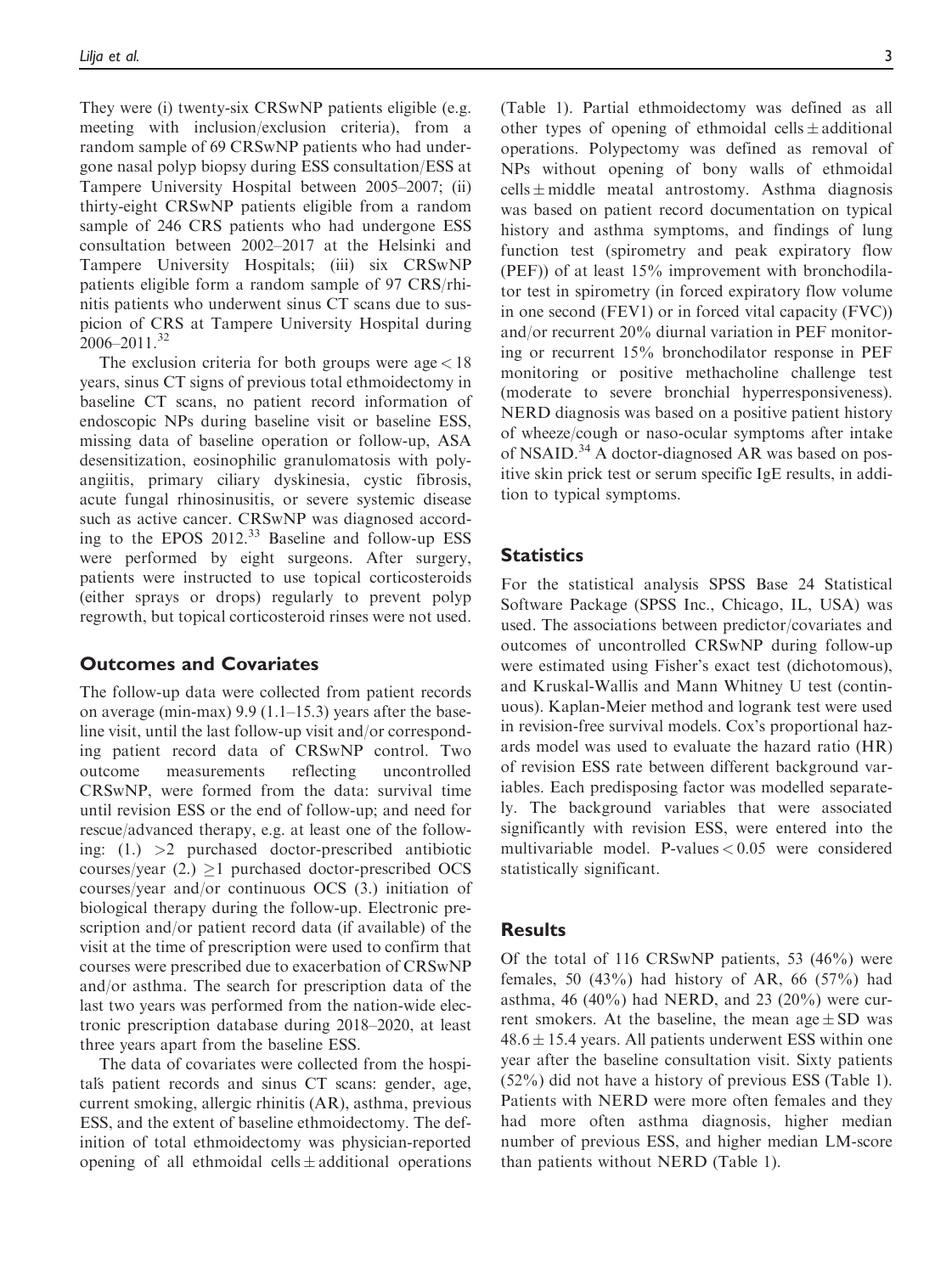They were (i) twenty-six CRSwNP patients eligible (e.g. meeting with inclusion/exclusion criteria), from a random sample of 69 CRSwNP patients who had undergone nasal polyp biopsy during ESS consultation/ESS at Tampere University Hospital between 2005–2007; (ii) thirty-eight CRSwNP patients eligible from a random sample of 246 CRS patients who had undergone ESS consultation between 2002–2017 at the Helsinki and Tampere University Hospitals; (iii) six CRSwNP patients eligible form a random sample of 97 CRS/rhinitis patients who underwent sinus CT scans due to suspicion of CRS at Tampere University Hospital during 2006–2011.[32]

The exclusion criteria for both groups were age < 18 years, sinus CT signs of previous total ethmoidectomy in baseline CT scans, no patient record information of endoscopic NPs during baseline visit or baseline ESS, missing data of baseline operation or follow-up, ASA desensitization, eosinophilic granulomatosis with polyangiitis, primary ciliary dyskinesia, cystic fibrosis, acute fungal rhinosinusitis, or severe systemic disease such as active cancer. CRSwNP was diagnosed according to the EPOS 2012.[33] Baseline and follow-up ESS were performed by eight surgeons. After surgery, patients were instructed to use topical corticosteroids (either sprays or drops) regularly to prevent polyp regrowth, but topical corticosteroid rinses were not used.

## Outcomes and Covariates

The follow-up data were collected from patient records on average (min-max) 9.9 (1.1–15.3) years after the baseline visit, until the last follow-up visit and/or corresponding patient record data of CRSwNP control. Two outcome measurements reflecting uncontrolled CRSwNP, were formed from the data: survival time until revision ESS or the end of follow-up; and need for rescue/advanced therapy, e.g. at least one of the following: (1.) >2 purchased doctor-prescribed antibiotic courses/year (2.) ≥1 purchased doctor-prescribed OCS courses/year and/or continuous OCS (3.) initiation of biological therapy during the follow-up. Electronic prescription and/or patient record data (if available) of the visit at the time of prescription were used to confirm that courses were prescribed due to exacerbation of CRSwNP and/or asthma. The search for prescription data of the last two years was performed from the nation-wide electronic prescription database during 2018–2020, at least three years apart from the baseline ESS.

The data of covariates were collected from the hospital's patient records and sinus CT scans: gender, age, current smoking, allergic rhinitis (AR), asthma, previous ESS, and the extent of baseline ethmoidectomy. The definition of total ethmoidectomy was physician-reported opening of all ethmoidal cells ± additional operations (Table 1). Partial ethmoidectomy was defined as all other types of opening of ethmoidal cells ± additional operations. Polypectomy was defined as removal of NPs without opening of bony walls of ethmoidal cells ± middle meatal antrostomy. Asthma diagnosis was based on patient record documentation on typical history and asthma symptoms, and findings of lung function test (spirometry and peak expiratory flow (PEF)) of at least 15% improvement with bronchodilator test in spirometry (in forced expiratory flow volume in one second (FEV1) or in forced vital capacity (FVC)) and/or recurrent 20% diurnal variation in PEF monitoring or recurrent 15% bronchodilator response in PEF monitoring or positive methacholine challenge test (moderate to severe bronchial hyperresponsiveness). NERD diagnosis was based on a positive patient history of wheeze/cough or naso-ocular symptoms after intake of NSAID.[34] A doctor-diagnosed AR was based on positive skin prick test or serum specific IgE results, in addition to typical symptoms.

## Statistics

For the statistical analysis SPSS Base 24 Statistical Software Package (SPSS Inc., Chicago, IL, USA) was used. The associations between predictor/covariates and outcomes of uncontrolled CRSwNP during follow-up were estimated using Fisher's exact test (dichotomous), and Kruskal-Wallis and Mann Whitney U test (continuous). Kaplan-Meier method and logrank test were used in revision-free survival models. Cox's proportional hazards model was used to evaluate the hazard ratio (HR) of revision ESS rate between different background variables. Each predisposing factor was modelled separately. The background variables that were associated significantly with revision ESS, were entered into the multivariable model. P-values < 0.05 were considered statistically significant.

## Results

Of the total of 116 CRSwNP patients, 53 (46%) were females, 50 (43%) had history of AR, 66 (57%) had asthma, 46 (40%) had NERD, and 23 (20%) were current smokers. At the baseline, the mean age ± SD was 48.6 ± 15.4 years. All patients underwent ESS within one year after the baseline consultation visit. Sixty patients (52%) did not have a history of previous ESS (Table 1). Patients with NERD were more often females and they had more often asthma diagnosis, higher median number of previous ESS, and higher median LM-score than patients without NERD (Table 1).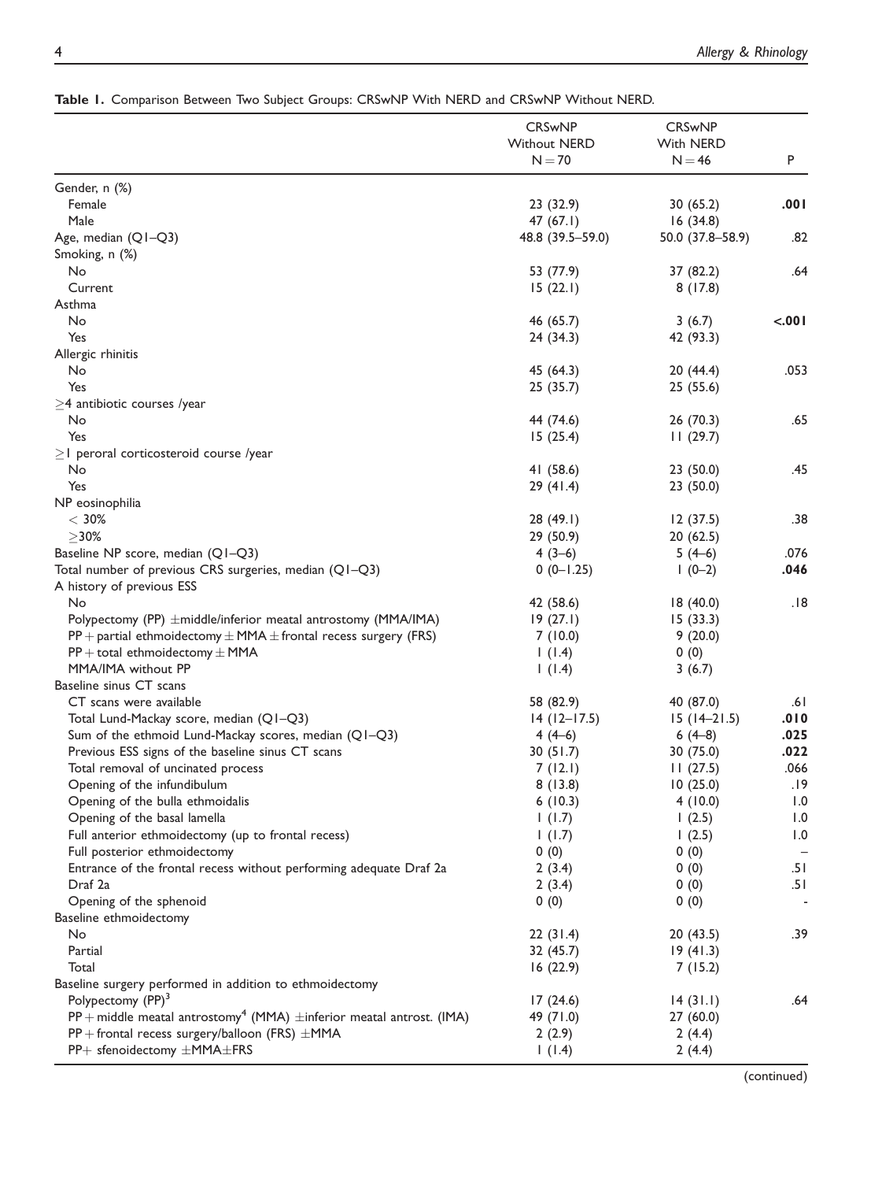**Table 1.** Comparison Between Two Subject Groups: CRSwNP With NERD and CRSwNP Without NERD.

| | CRSwNP Without NERD N = 70 | CRSwNP With NERD N = 46 | P |
|---|---|---|---|
| Gender, n (%) | | | |
| Female | 23 (32.9) | 30 (65.2) | **.001** |
| Male | 47 (67.1) | 16 (34.8) | |
| Age, median (Q1–Q3) | 48.8 (39.5–59.0) | 50.0 (37.8–58.9) | .82 |
| Smoking, n (%) | | | |
| No | 53 (77.9) | 37 (82.2) | .64 |
| Current | 15 (22.1) | 8 (17.8) | |
| Asthma | | | |
| No | 46 (65.7) | 3 (6.7) | **<.001** |
| Yes | 24 (34.3) | 42 (93.3) | |
| Allergic rhinitis | | | |
| No | 45 (64.3) | 20 (44.4) | .053 |
| Yes | 25 (35.7) | 25 (55.6) | |
| ≥4 antibiotic courses /year | | | |
| No | 44 (74.6) | 26 (70.3) | .65 |
| Yes | 15 (25.4) | 11 (29.7) | |
| ≥1 peroral corticosteroid course /year | | | |
| No | 41 (58.6) | 23 (50.0) | .45 |
| Yes | 29 (41.4) | 23 (50.0) | |
| NP eosinophilia | | | |
| < 30% | 28 (49.1) | 12 (37.5) | .38 |
| ≥30% | 29 (50.9) | 20 (62.5) | |
| Baseline NP score, median (Q1–Q3) | 4 (3–6) | 5 (4–6) | .076 |
| Total number of previous CRS surgeries, median (Q1–Q3) | 0 (0–1.25) | 1 (0–2) | **.046** |
| A history of previous ESS | | | |
| No | 42 (58.6) | 18 (40.0) | .18 |
| Polypectomy (PP) ±middle/inferior meatal antrostomy (MMA/IMA) | 19 (27.1) | 15 (33.3) | |
| PP + partial ethmoidectomy ± MMA ± frontal recess surgery (FRS) | 7 (10.0) | 9 (20.0) | |
| PP + total ethmoidectomy ± MMA | 1 (1.4) | 0 (0) | |
| MMA/IMA without PP | 1 (1.4) | 3 (6.7) | |
| Baseline sinus CT scans | | | |
| CT scans were available | 58 (82.9) | 40 (87.0) | .61 |
| Total Lund-Mackay score, median (Q1–Q3) | 14 (12–17.5) | 15 (14–21.5) | **.010** |
| Sum of the ethmoid Lund-Mackay scores, median (Q1–Q3) | 4 (4–6) | 6 (4–8) | **.025** |
| Previous ESS signs of the baseline sinus CT scans | 30 (51.7) | 30 (75.0) | **.022** |
| Total removal of uncinated process | 7 (12.1) | 11 (27.5) | .066 |
| Opening of the infundibulum | 8 (13.8) | 10 (25.0) | .19 |
| Opening of the bulla ethmoidalis | 6 (10.3) | 4 (10.0) | 1.0 |
| Opening of the basal lamella | 1 (1.7) | 1 (2.5) | 1.0 |
| Full anterior ethmoidectomy (up to frontal recess) | 1 (1.7) | 1 (2.5) | 1.0 |
| Full posterior ethmoidectomy | 0 (0) | 0 (0) | – |
| Entrance of the frontal recess without performing adequate Draf 2a | 2 (3.4) | 0 (0) | .51 |
| Draf 2a | 2 (3.4) | 0 (0) | .51 |
| Opening of the sphenoid | 0 (0) | 0 (0) | - |
| Baseline ethmoidectomy | | | |
| No | 22 (31.4) | 20 (43.5) | .39 |
| Partial | 32 (45.7) | 19 (41.3) | |
| Total | 16 (22.9) | 7 (15.2) | |
| Baseline surgery performed in addition to ethmoidectomy | | | |
| Polypectomy (PP)[3] | 17 (24.6) | 14 (31.1) | .64 |
| PP + middle meatal antrostomy[4] (MMA) ±inferior meatal antrost. (IMA) | 49 (71.0) | 27 (60.0) | |
| PP + frontal recess surgery/balloon (FRS) ±MMA | 2 (2.9) | 2 (4.4) | |
| PP+ sfenoidectomy ±MMA±FRS | 1 (1.4) | 2 (4.4) | |

(continued)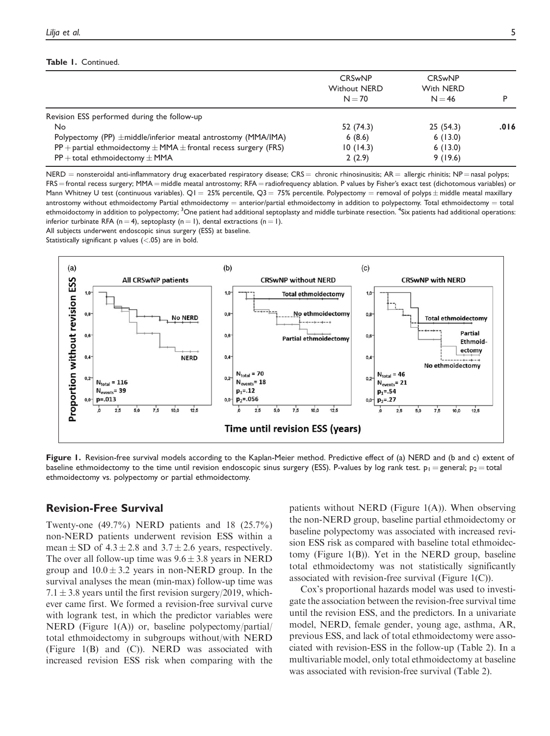**Table 1.** Continued.

| | CRSwNP Without NERD N = 70 | CRSwNP With NERD N = 46 | P |
|---|---|---|---|
| Revision ESS performed during the follow-up | | | |
| No | 52 (74.3) | 25 (54.3) | **.016** |
| Polypectomy (PP) ±middle/inferior meatal antrostomy (MMA/IMA) | 6 (8.6) | 6 (13.0) | |
| PP + partial ethmoidectomy ± MMA ± frontal recess surgery (FRS) | 10 (14.3) | 6 (13.0) | |
| PP + total ethmoidectomy ± MMA | 2 (2.9) | 9 (19.6) | |

NERD = nonsteroidal anti-inflammatory drug exacerbated respiratory disease; CRS = chronic rhinosinusitis; AR = allergic rhinitis; NP = nasal polyps; FRS = frontal recess surgery; MMA = middle meatal antrostomy; RFA = radiofrequency ablation. P values by Fisher's exact test (dichotomous variables) or Mann Whitney U test (continuous variables). Q1 = 25% percentile, Q3 = 75% percentile. Polypectomy = removal of polyps ± middle meatal maxillary antrostomy without ethmoidectomy Partial ethmoidectomy = anterior/partial ethmoidectomy in addition to polypectomy. Total ethmoidectomy = total ethmoidoctomy in addition to polypectomy; [3]One patient had additional septoplasty and middle turbinate resection. [4]Six patients had additional operations: inferior turbinate RFA (n = 4), septoplasty (n = 1), dental extractions (n = 1).
All subjects underwent endoscopic sinus surgery (ESS) at baseline.
Statistically significant p values (<.05) are in bold.

**Figure 1.** Revision-free survival models according to the Kaplan-Meier method. Predictive effect of (a) NERD and (b and c) extent of baseline ethmoidectomy to the time until revision endoscopic sinus surgery (ESS). P-values by log rank test. $p_1$ = general; $p_2$ = total ethmoidectomy vs. polypectomy or partial ethmoidectomy.

## Revision-Free Survival

Twenty-one (49.7%) NERD patients and 18 (25.7%) non-NERD patients underwent revision ESS within a mean ± SD of 4.3 ± 2.8 and 3.7 ± 2.6 years, respectively. The over all follow-up time was 9.6 ± 3.8 years in NERD group and 10.0 ± 3.2 years in non-NERD group. In the survival analyses the mean (min-max) follow-up time was 7.1 ± 3.8 years until the first revision surgery/2019, whichever came first. We formed a revision-free survival curve with logrank test, in which the predictor variables were NERD (Figure 1(A)) or, baseline polypectomy/partial/total ethmoidectomy in subgroups without/with NERD (Figure 1(B) and (C)). NERD was associated with increased revision ESS risk when comparing with the patients without NERD (Figure 1(A)). When observing the non-NERD group, baseline partial ethmoidectomy or baseline polypectomy was associated with increased revision ESS risk as compared with baseline total ethmoidectomy (Figure 1(B)). Yet in the NERD group, baseline total ethmoidectomy was not statistically significantly associated with revision-free survival (Figure 1(C)).

Cox's proportional hazards model was used to investigate the association between the revision-free survival time until the revision ESS, and the predictors. In a univariate model, NERD, female gender, young age, asthma, AR, previous ESS, and lack of total ethmoidectomy were associated with revision-ESS in the follow-up (Table 2). In a multivariable model, only total ethmoidectomy at baseline was associated with revision-free survival (Table 2).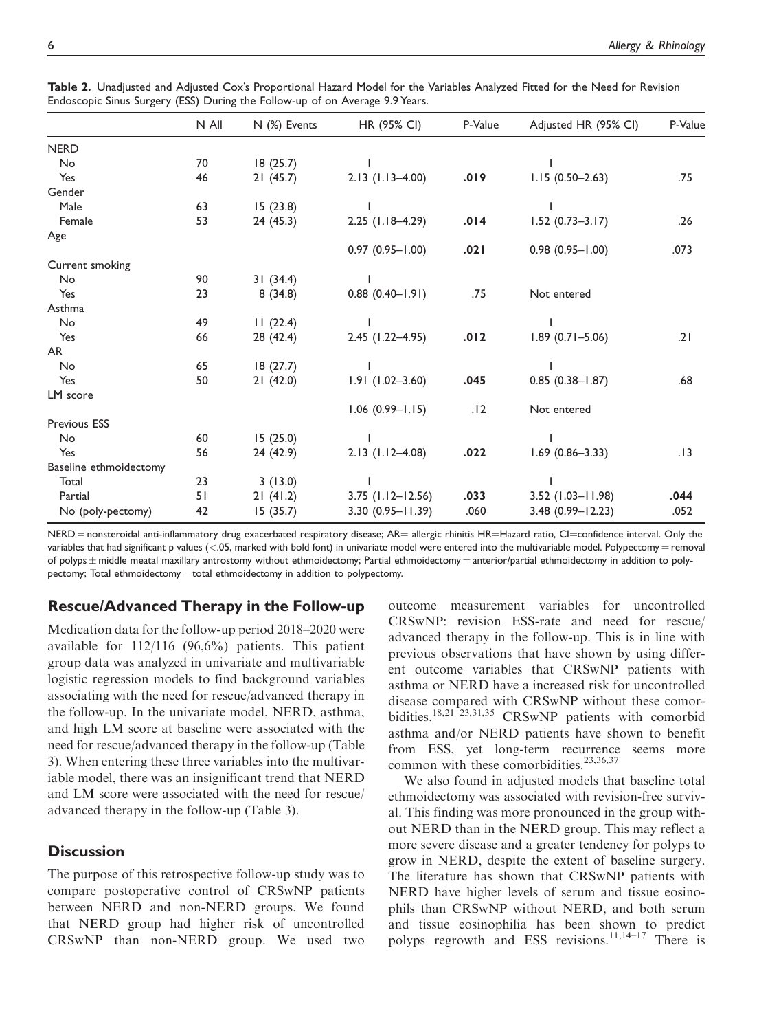**Table 2.** Unadjusted and Adjusted Cox's Proportional Hazard Model for the Variables Analyzed Fitted for the Need for Revision Endoscopic Sinus Surgery (ESS) During the Follow-up of on Average 9.9 Years.

| | N All | N (%) Events | HR (95% CI) | P-Value | Adjusted HR (95% CI) | P-Value |
|---|---|---|---|---|---|---|
| NERD | | | | | | |
| No | 70 | 18 (25.7) | 1 | | 1 | |
| Yes | 46 | 21 (45.7) | 2.13 (1.13–4.00) | **.019** | 1.15 (0.50–2.63) | .75 |
| Gender | | | | | | |
| Male | 63 | 15 (23.8) | 1 | | 1 | |
| Female | 53 | 24 (45.3) | 2.25 (1.18–4.29) | **.014** | 1.52 (0.73–3.17) | .26 |
| Age | | | 0.97 (0.95–1.00) | **.021** | 0.98 (0.95–1.00) | .073 |
| Current smoking | | | | | | |
| No | 90 | 31 (34.4) | 1 | | | |
| Yes | 23 | 8 (34.8) | 0.88 (0.40–1.91) | .75 | Not entered | |
| Asthma | | | | | | |
| No | 49 | 11 (22.4) | 1 | | 1 | |
| Yes | 66 | 28 (42.4) | 2.45 (1.22–4.95) | **.012** | 1.89 (0.71–5.06) | .21 |
| AR | | | | | | |
| No | 65 | 18 (27.7) | 1 | | 1 | |
| Yes | 50 | 21 (42.0) | 1.91 (1.02–3.60) | **.045** | 0.85 (0.38–1.87) | .68 |
| LM score | | | 1.06 (0.99–1.15) | .12 | Not entered | |
| Previous ESS | | | | | | |
| No | 60 | 15 (25.0) | 1 | | 1 | |
| Yes | 56 | 24 (42.9) | 2.13 (1.12–4.08) | **.022** | 1.69 (0.86–3.33) | .13 |
| Baseline ethmoidectomy | | | | | | |
| Total | 23 | 3 (13.0) | 1 | | 1 | |
| Partial | 51 | 21 (41.2) | 3.75 (1.12–12.56) | **.033** | 3.52 (1.03–11.98) | **.044** |
| No (poly-pectomy) | 42 | 15 (35.7) | 3.30 (0.95–11.39) | .060 | 3.48 (0.99–12.23) | .052 |

NERD = nonsteroidal anti-inflammatory drug exacerbated respiratory disease; AR = allergic rhinitis HR = Hazard ratio, CI = confidence interval. Only the variables that had significant p values (<.05, marked with bold font) in univariate model were entered into the multivariable model. Polypectomy = removal of polyps ± middle meatal maxillary antrostomy without ethmoidectomy; Partial ethmoidectomy = anterior/partial ethmoidectomy in addition to polypectomy; Total ethmoidectomy = total ethmoidectomy in addition to polypectomy.

## Rescue/Advanced Therapy in the Follow-up

Medication data for the follow-up period 2018–2020 were available for 112/116 (96,6%) patients. This patient group data was analyzed in univariate and multivariable logistic regression models to find background variables associating with the need for rescue/advanced therapy in the follow-up. In the univariate model, NERD, asthma, and high LM score at baseline were associated with the need for rescue/advanced therapy in the follow-up (Table 3). When entering these three variables into the multivariable model, there was an insignificant trend that NERD and LM score were associated with the need for rescue/advanced therapy in the follow-up (Table 3).

## Discussion

The purpose of this retrospective follow-up study was to compare postoperative control of CRSwNP patients between NERD and non-NERD groups. We found that NERD group had higher risk of uncontrolled CRSwNP than non-NERD group. We used two outcome measurement variables for uncontrolled CRSwNP: revision ESS-rate and need for rescue/advanced therapy in the follow-up. This is in line with previous observations that have shown by using different outcome variables that CRSwNP patients with asthma or NERD have a increased risk for uncontrolled disease compared with CRSwNP without these comorbidities.[18,21–23,31,35] CRSwNP patients with comorbid asthma and/or NERD patients have shown to benefit from ESS, yet long-term recurrence seems more common with these comorbidities.[23,36,37]

We also found in adjusted models that baseline total ethmoidectomy was associated with revision-free survival. This finding was more pronounced in the group without NERD than in the NERD group. This may reflect a more severe disease and a greater tendency for polyps to grow in NERD, despite the extent of baseline surgery. The literature has shown that CRSwNP patients with NERD have higher levels of serum and tissue eosinophils than CRSwNP without NERD, and both serum and tissue eosinophilia has been shown to predict polyps regrowth and ESS revisions.[11,14–17] There is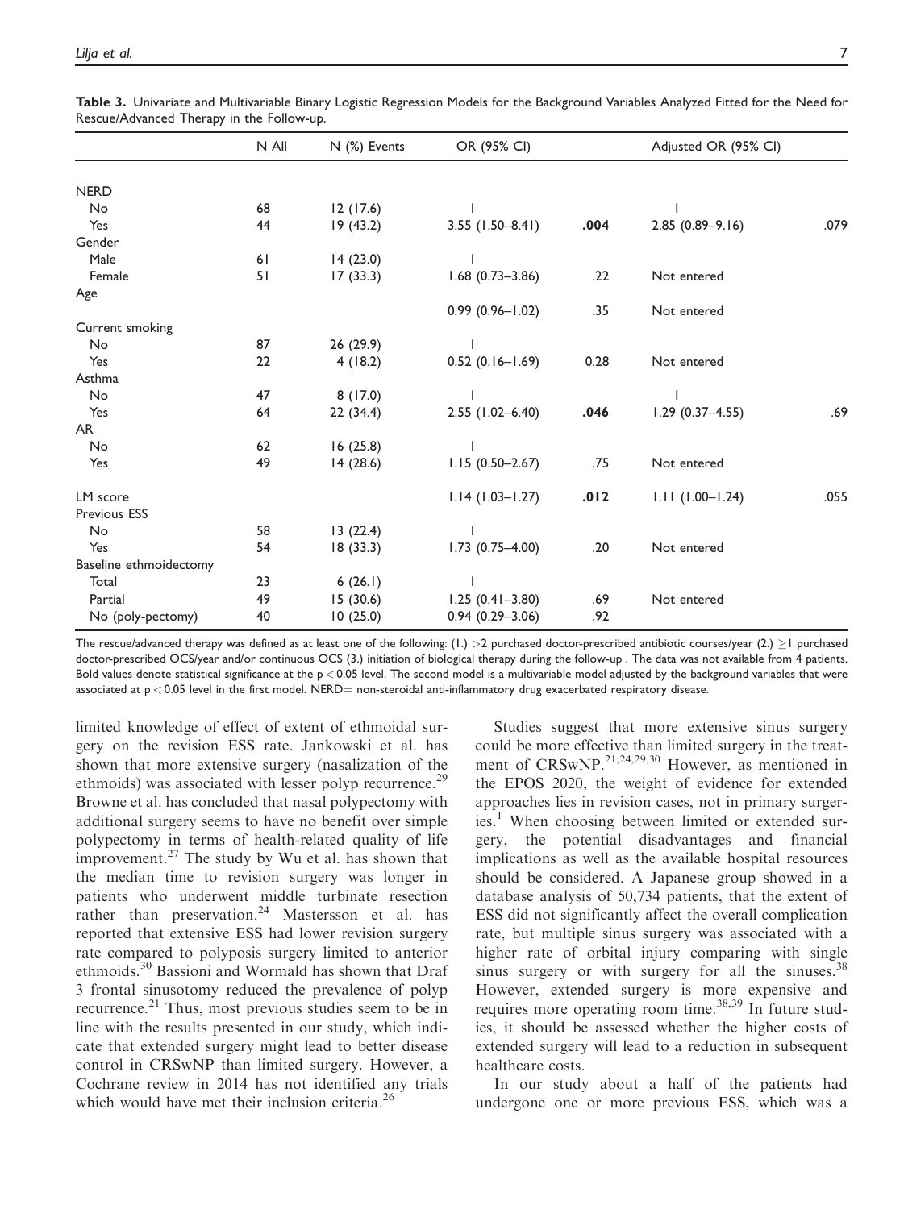**Table 3.** Univariate and Multivariable Binary Logistic Regression Models for the Background Variables Analyzed Fitted for the Need for Rescue/Advanced Therapy in the Follow-up.

| | N All | N (%) Events | OR (95% CI) | | Adjusted OR (95% CI) | |
|---|---|---|---|---|---|---|
| NERD | | | | | | |
| No | 68 | 12 (17.6) | 1 | | 1 | |
| Yes | 44 | 19 (43.2) | 3.55 (1.50–8.41) | **.004** | 2.85 (0.89–9.16) | .079 |
| Gender | | | | | | |
| Male | 61 | 14 (23.0) | 1 | | | |
| Female | 51 | 17 (33.3) | 1.68 (0.73–3.86) | .22 | Not entered | |
| Age | | | | | | |
| | | | 0.99 (0.96–1.02) | .35 | Not entered | |
| Current smoking | | | | | | |
| No | 87 | 26 (29.9) | 1 | | | |
| Yes | 22 | 4 (18.2) | 0.52 (0.16–1.69) | 0.28 | Not entered | |
| Asthma | | | | | | |
| No | 47 | 8 (17.0) | 1 | | 1 | |
| Yes | 64 | 22 (34.4) | 2.55 (1.02–6.40) | **.046** | 1.29 (0.37–4.55) | .69 |
| AR | | | | | | |
| No | 62 | 16 (25.8) | 1 | | | |
| Yes | 49 | 14 (28.6) | 1.15 (0.50–2.67) | .75 | Not entered | |
| LM score | | | 1.14 (1.03–1.27) | **.012** | 1.11 (1.00–1.24) | .055 |
| Previous ESS | | | | | | |
| No | 58 | 13 (22.4) | 1 | | | |
| Yes | 54 | 18 (33.3) | 1.73 (0.75–4.00) | .20 | Not entered | |
| Baseline ethmoidectomy | | | | | | |
| Total | 23 | 6 (26.1) | 1 | | | |
| Partial | 49 | 15 (30.6) | 1.25 (0.41–3.80) | .69 | Not entered | |
| No (poly-pectomy) | 40 | 10 (25.0) | 0.94 (0.29–3.06) | .92 | | |

The rescue/advanced therapy was defined as at least one of the following: (1.) >2 purchased doctor-prescribed antibiotic courses/year (2.) ≥1 purchased doctor-prescribed OCS/year and/or continuous OCS (3.) initiation of biological therapy during the follow-up . The data was not available from 4 patients. Bold values denote statistical significance at the $p < 0.05$ level. The second model is a multivariable model adjusted by the background variables that were associated at $p < 0.05$ level in the first model. NERD= non-steroidal anti-inflammatory drug exacerbated respiratory disease.

limited knowledge of effect of extent of ethmoidal surgery on the revision ESS rate. Jankowski et al. has shown that more extensive surgery (nasalization of the ethmoids) was associated with lesser polyp recurrence.[29] Browne et al. has concluded that nasal polypectomy with additional surgery seems to have no benefit over simple polypectomy in terms of health-related quality of life improvement.[27] The study by Wu et al. has shown that the median time to revision surgery was longer in patients who underwent middle turbinate resection rather than preservation.[24] Mastersson et al. has reported that extensive ESS had lower revision surgery rate compared to polyposis surgery limited to anterior ethmoids.[30] Bassioni and Wormald has shown that Draf 3 frontal sinusotomy reduced the prevalence of polyp recurrence.[21] Thus, most previous studies seem to be in line with the results presented in our study, which indicate that extended surgery might lead to better disease control in CRSwNP than limited surgery. However, a Cochrane review in 2014 has not identified any trials which would have met their inclusion criteria.[26]

Studies suggest that more extensive sinus surgery could be more effective than limited surgery in the treatment of CRSwNP.[21,24,29,30] However, as mentioned in the EPOS 2020, the weight of evidence for extended approaches lies in revision cases, not in primary surgeries.[1] When choosing between limited or extended surgery, the potential disadvantages and financial implications as well as the available hospital resources should be considered. A Japanese group showed in a database analysis of 50,734 patients, that the extent of ESS did not significantly affect the overall complication rate, but multiple sinus surgery was associated with a higher rate of orbital injury comparing with single sinus surgery or with surgery for all the sinuses.[38] However, extended surgery is more expensive and requires more operating room time.[38,39] In future studies, it should be assessed whether the higher costs of extended surgery will lead to a reduction in subsequent healthcare costs.

In our study about a half of the patients had undergone one or more previous ESS, which was a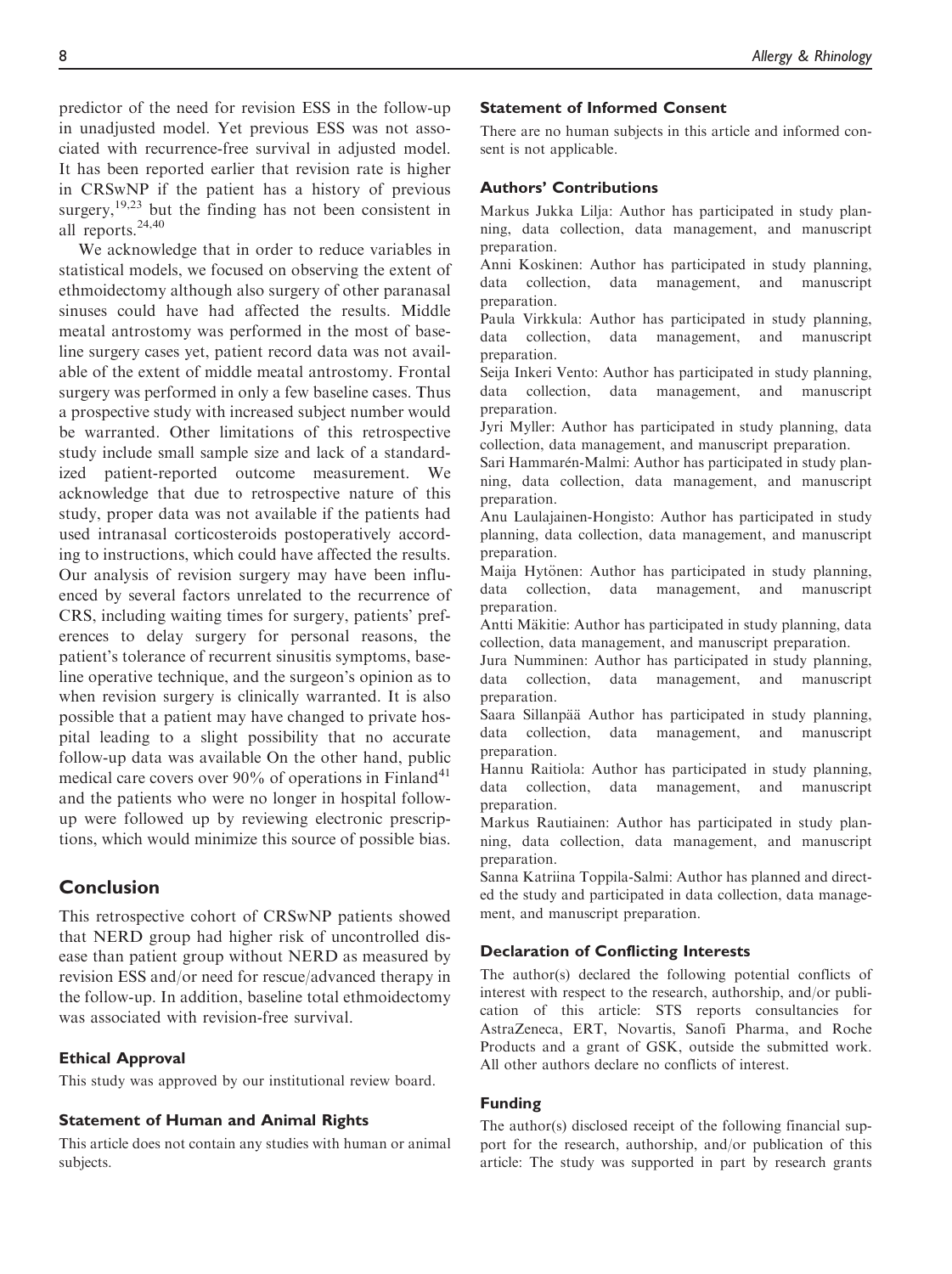predictor of the need for revision ESS in the follow-up in unadjusted model. Yet previous ESS was not associated with recurrence-free survival in adjusted model. It has been reported earlier that revision rate is higher in CRSwNP if the patient has a history of previous surgery,[19,23] but the finding has not been consistent in all reports.[24,40]

We acknowledge that in order to reduce variables in statistical models, we focused on observing the extent of ethmoidectomy although also surgery of other paranasal sinuses could have had affected the results. Middle meatal antrostomy was performed in the most of baseline surgery cases yet, patient record data was not available of the extent of middle meatal antrostomy. Frontal surgery was performed in only a few baseline cases. Thus a prospective study with increased subject number would be warranted. Other limitations of this retrospective study include small sample size and lack of a standardized patient-reported outcome measurement. We acknowledge that due to retrospective nature of this study, proper data was not available if the patients had used intranasal corticosteroids postoperatively according to instructions, which could have affected the results. Our analysis of revision surgery may have been influenced by several factors unrelated to the recurrence of CRS, including waiting times for surgery, patients' preferences to delay surgery for personal reasons, the patient's tolerance of recurrent sinusitis symptoms, baseline operative technique, and the surgeon's opinion as to when revision surgery is clinically warranted. It is also possible that a patient may have changed to private hospital leading to a slight possibility that no accurate follow-up data was available On the other hand, public medical care covers over 90% of operations in Finland[41] and the patients who were no longer in hospital follow-up were followed up by reviewing electronic prescriptions, which would minimize this source of possible bias.

## Conclusion

This retrospective cohort of CRSwNP patients showed that NERD group had higher risk of uncontrolled disease than patient group without NERD as measured by revision ESS and/or need for rescue/advanced therapy in the follow-up. In addition, baseline total ethmoidectomy was associated with revision-free survival.

### Ethical Approval

This study was approved by our institutional review board.

### Statement of Human and Animal Rights

This article does not contain any studies with human or animal subjects.

### Statement of Informed Consent

There are no human subjects in this article and informed consent is not applicable.

### Authors' Contributions

Markus Jukka Lilja: Author has participated in study planning, data collection, data management, and manuscript preparation.

Anni Koskinen: Author has participated in study planning, data collection, data management, and manuscript preparation.

Paula Virkkula: Author has participated in study planning, data collection, data management, and manuscript preparation.

Seija Inkeri Vento: Author has participated in study planning, data collection, data management, and manuscript preparation.

Jyri Myller: Author has participated in study planning, data collection, data management, and manuscript preparation.

Sari Hammarén-Malmi: Author has participated in study planning, data collection, data management, and manuscript preparation.

Anu Laulajainen-Hongisto: Author has participated in study planning, data collection, data management, and manuscript preparation.

Maija Hytönen: Author has participated in study planning, data collection, data management, and manuscript preparation.

Antti Mäkitie: Author has participated in study planning, data collection, data management, and manuscript preparation.

Jura Numminen: Author has participated in study planning, data collection, data management, and manuscript preparation.

Saara Sillanpää Author has participated in study planning, data collection, data management, and manuscript preparation.

Hannu Raitiola: Author has participated in study planning, data collection, data management, and manuscript preparation.

Markus Rautiainen: Author has participated in study planning, data collection, data management, and manuscript preparation.

Sanna Katriina Toppila-Salmi: Author has planned and directed the study and participated in data collection, data management, and manuscript preparation.

### Declaration of Conflicting Interests

The author(s) declared the following potential conflicts of interest with respect to the research, authorship, and/or publication of this article: STS reports consultancies for AstraZeneca, ERT, Novartis, Sanofi Pharma, and Roche Products and a grant of GSK, outside the submitted work. All other authors declare no conflicts of interest.

### Funding

The author(s) disclosed receipt of the following financial support for the research, authorship, and/or publication of this article: The study was supported in part by research grants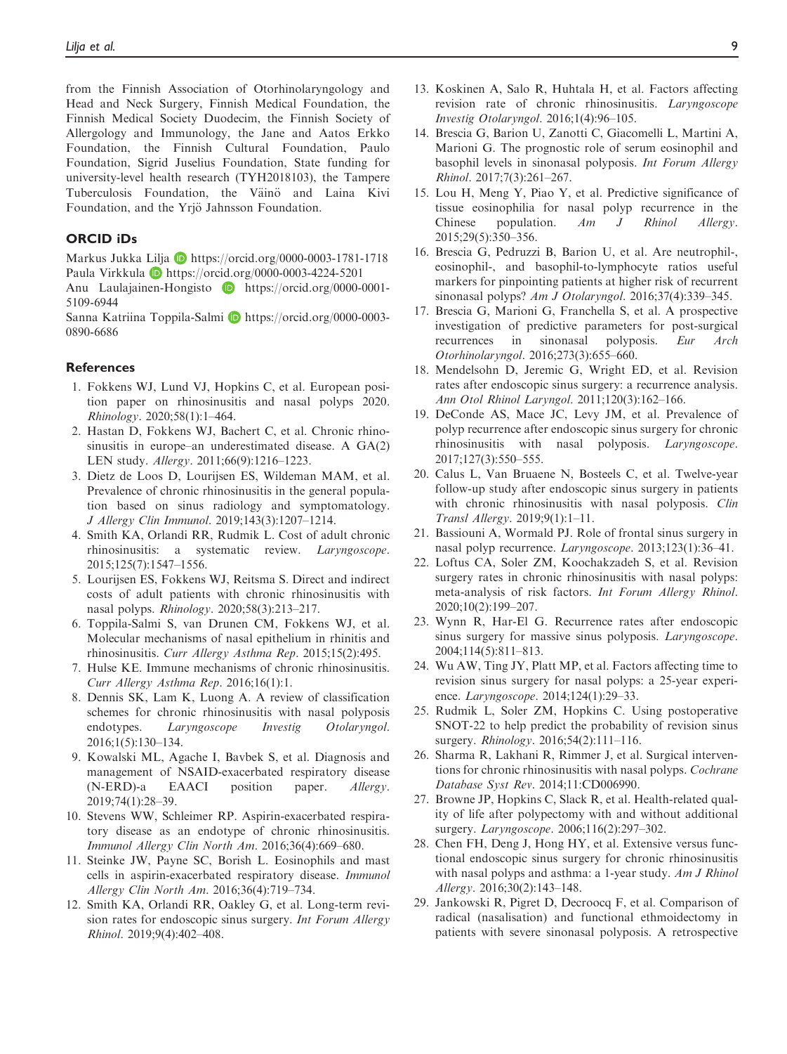from the Finnish Association of Otorhinolaryngology and Head and Neck Surgery, Finnish Medical Foundation, the Finnish Medical Society Duodecim, the Finnish Society of Allergology and Immunology, the Jane and Aatos Erkko Foundation, the Finnish Cultural Foundation, Paulo Foundation, Sigrid Juselius Foundation, State funding for university-level health research (TYH2018103), the Tampere Tuberculosis Foundation, the Väinö and Laina Kivi Foundation, and the Yrjö Jahnsson Foundation.

## ORCID iDs

Markus Jukka Lilja https://orcid.org/0000-0003-1781-1718
Paula Virkkula https://orcid.org/0000-0003-4224-5201
Anu Laulajainen-Hongisto https://orcid.org/0000-0001-5109-6944
Sanna Katriina Toppila-Salmi https://orcid.org/0000-0003-0890-6686

## References

1. Fokkens WJ, Lund VJ, Hopkins C, et al. European position paper on rhinosinusitis and nasal polyps 2020. *Rhinology*. 2020;58(1):1–464.
2. Hastan D, Fokkens WJ, Bachert C, et al. Chronic rhinosinusitis in europe–an underestimated disease. A GA(2) LEN study. *Allergy*. 2011;66(9):1216–1223.
3. Dietz de Loos D, Lourijsen ES, Wildeman MAM, et al. Prevalence of chronic rhinosinusitis in the general population based on sinus radiology and symptomatology. *J Allergy Clin Immunol*. 2019;143(3):1207–1214.
4. Smith KA, Orlandi RR, Rudmik L. Cost of adult chronic rhinosinusitis: a systematic review. *Laryngoscope*. 2015;125(7):1547–1556.
5. Lourijsen ES, Fokkens WJ, Reitsma S. Direct and indirect costs of adult patients with chronic rhinosinusitis with nasal polyps. *Rhinology*. 2020;58(3):213–217.
6. Toppila-Salmi S, van Drunen CM, Fokkens WJ, et al. Molecular mechanisms of nasal epithelium in rhinitis and rhinosinusitis. *Curr Allergy Asthma Rep*. 2015;15(2):495.
7. Hulse KE. Immune mechanisms of chronic rhinosinusitis. *Curr Allergy Asthma Rep*. 2016;16(1):1.
8. Dennis SK, Lam K, Luong A. A review of classification schemes for chronic rhinosinusitis with nasal polyposis endotypes. *Laryngoscope Investig Otolaryngol*. 2016;1(5):130–134.
9. Kowalski ML, Agache I, Bavbek S, et al. Diagnosis and management of NSAID-exacerbated respiratory disease (N-ERD)-a EAACI position paper. *Allergy*. 2019;74(1):28–39.
10. Stevens WW, Schleimer RP. Aspirin-exacerbated respiratory disease as an endotype of chronic rhinosinusitis. *Immunol Allergy Clin North Am*. 2016;36(4):669–680.
11. Steinke JW, Payne SC, Borish L. Eosinophils and mast cells in aspirin-exacerbated respiratory disease. *Immunol Allergy Clin North Am*. 2016;36(4):719–734.
12. Smith KA, Orlandi RR, Oakley G, et al. Long-term revision rates for endoscopic sinus surgery. *Int Forum Allergy Rhinol*. 2019;9(4):402–408.
13. Koskinen A, Salo R, Huhtala H, et al. Factors affecting revision rate of chronic rhinosinusitis. *Laryngoscope Investig Otolaryngol*. 2016;1(4):96–105.
14. Brescia G, Barion U, Zanotti C, Giacomelli L, Martini A, Marioni G. The prognostic role of serum eosinophil and basophil levels in sinonasal polyposis. *Int Forum Allergy Rhinol*. 2017;7(3):261–267.
15. Lou H, Meng Y, Piao Y, et al. Predictive significance of tissue eosinophilia for nasal polyp recurrence in the Chinese population. *Am J Rhinol Allergy*. 2015;29(5):350–356.
16. Brescia G, Pedruzzi B, Barion U, et al. Are neutrophil-, eosinophil-, and basophil-to-lymphocyte ratios useful markers for pinpointing patients at higher risk of recurrent sinonasal polyps? *Am J Otolaryngol*. 2016;37(4):339–345.
17. Brescia G, Marioni G, Franchella S, et al. A prospective investigation of predictive parameters for post-surgical recurrences in sinonasal polyposis. *Eur Arch Otorhinolaryngol*. 2016;273(3):655–660.
18. Mendelsohn D, Jeremic G, Wright ED, et al. Revision rates after endoscopic sinus surgery: a recurrence analysis. *Ann Otol Rhinol Laryngol*. 2011;120(3):162–166.
19. DeConde AS, Mace JC, Levy JM, et al. Prevalence of polyp recurrence after endoscopic sinus surgery for chronic rhinosinusitis with nasal polyposis. *Laryngoscope*. 2017;127(3):550–555.
20. Calus L, Van Bruaene N, Bosteels C, et al. Twelve-year follow-up study after endoscopic sinus surgery in patients with chronic rhinosinusitis with nasal polyposis. *Clin Transl Allergy*. 2019;9(1):1–11.
21. Bassiouni A, Wormald PJ. Role of frontal sinus surgery in nasal polyp recurrence. *Laryngoscope*. 2013;123(1):36–41.
22. Loftus CA, Soler ZM, Koochakzadeh S, et al. Revision surgery rates in chronic rhinosinusitis with nasal polyps: meta-analysis of risk factors. *Int Forum Allergy Rhinol*. 2020;10(2):199–207.
23. Wynn R, Har-El G. Recurrence rates after endoscopic sinus surgery for massive sinus polyposis. *Laryngoscope*. 2004;114(5):811–813.
24. Wu AW, Ting JY, Platt MP, et al. Factors affecting time to revision sinus surgery for nasal polyps: a 25-year experience. *Laryngoscope*. 2014;124(1):29–33.
25. Rudmik L, Soler ZM, Hopkins C. Using postoperative SNOT-22 to help predict the probability of revision sinus surgery. *Rhinology*. 2016;54(2):111–116.
26. Sharma R, Lakhani R, Rimmer J, et al. Surgical interventions for chronic rhinosinusitis with nasal polyps. *Cochrane Database Syst Rev*. 2014;11:CD006990.
27. Browne JP, Hopkins C, Slack R, et al. Health-related quality of life after polypectomy with and without additional surgery. *Laryngoscope*. 2006;116(2):297–302.
28. Chen FH, Deng J, Hong HY, et al. Extensive versus functional endoscopic sinus surgery for chronic rhinosinusitis with nasal polyps and asthma: a 1-year study. *Am J Rhinol Allergy*. 2016;30(2):143–148.
29. Jankowski R, Pigret D, Decroocq F, et al. Comparison of radical (nasalisation) and functional ethmoidectomy in patients with severe sinonasal polyposis. A retrospective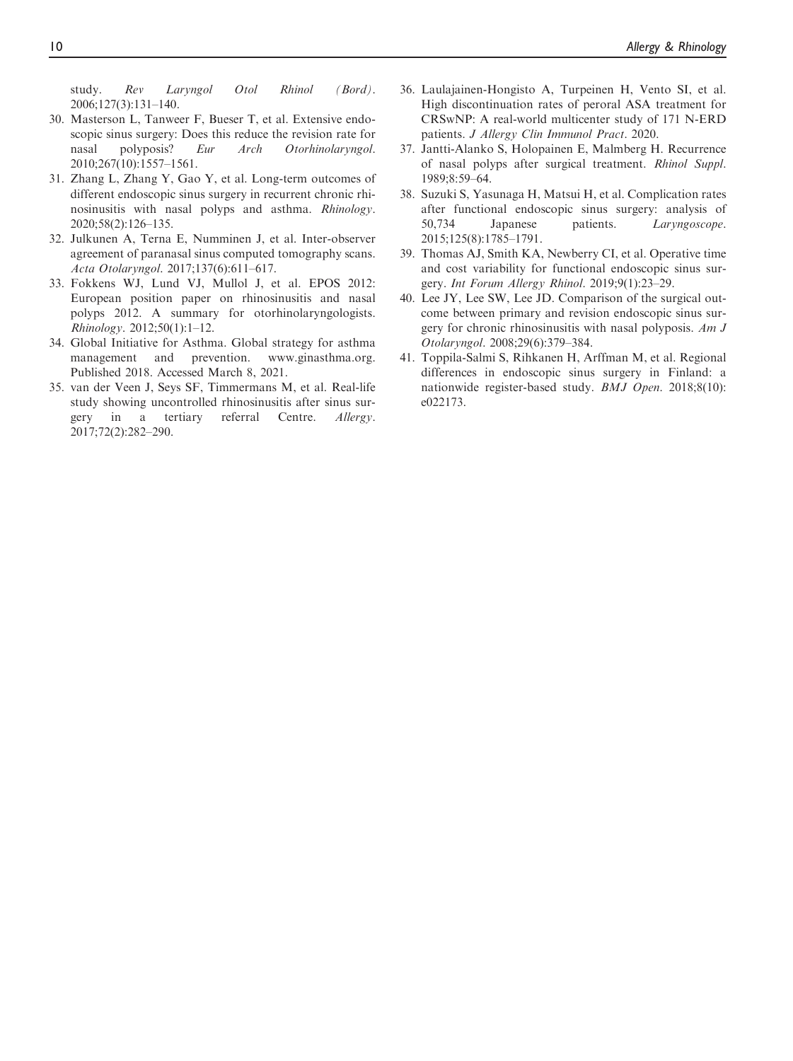study. *Rev Laryngol Otol Rhinol (Bord)*. 2006;127(3):131–140.

30. Masterson L, Tanweer F, Bueser T, et al. Extensive endoscopic sinus surgery: Does this reduce the revision rate for nasal polyposis? *Eur Arch Otorhinolaryngol*. 2010;267(10):1557–1561.
31. Zhang L, Zhang Y, Gao Y, et al. Long-term outcomes of different endoscopic sinus surgery in recurrent chronic rhinosinusitis with nasal polyps and asthma. *Rhinology*. 2020;58(2):126–135.
32. Julkunen A, Terna E, Numminen J, et al. Inter-observer agreement of paranasal sinus computed tomography scans. *Acta Otolaryngol*. 2017;137(6):611–617.
33. Fokkens WJ, Lund VJ, Mullol J, et al. EPOS 2012: European position paper on rhinosinusitis and nasal polyps 2012. A summary for otorhinolaryngologists. *Rhinology*. 2012;50(1):1–12.
34. Global Initiative for Asthma. Global strategy for asthma management and prevention. www.ginasthma.org. Published 2018. Accessed March 8, 2021.
35. van der Veen J, Seys SF, Timmermans M, et al. Real-life study showing uncontrolled rhinosinusitis after sinus surgery in a tertiary referral Centre. *Allergy*. 2017;72(2):282–290.
36. Laulajainen-Hongisto A, Turpeinen H, Vento SI, et al. High discontinuation rates of peroral ASA treatment for CRSwNP: A real-world multicenter study of 171 N-ERD patients. *J Allergy Clin Immunol Pract*. 2020.
37. Jantti-Alanko S, Holopainen E, Malmberg H. Recurrence of nasal polyps after surgical treatment. *Rhinol Suppl*. 1989;8:59–64.
38. Suzuki S, Yasunaga H, Matsui H, et al. Complication rates after functional endoscopic sinus surgery: analysis of 50,734 Japanese patients. *Laryngoscope*. 2015;125(8):1785–1791.
39. Thomas AJ, Smith KA, Newberry CI, et al. Operative time and cost variability for functional endoscopic sinus surgery. *Int Forum Allergy Rhinol*. 2019;9(1):23–29.
40. Lee JY, Lee SW, Lee JD. Comparison of the surgical outcome between primary and revision endoscopic sinus surgery for chronic rhinosinusitis with nasal polyposis. *Am J Otolaryngol*. 2008;29(6):379–384.
41. Toppila-Salmi S, Rihkanen H, Arffman M, et al. Regional differences in endoscopic sinus surgery in Finland: a nationwide register-based study. *BMJ Open*. 2018;8(10): e022173.